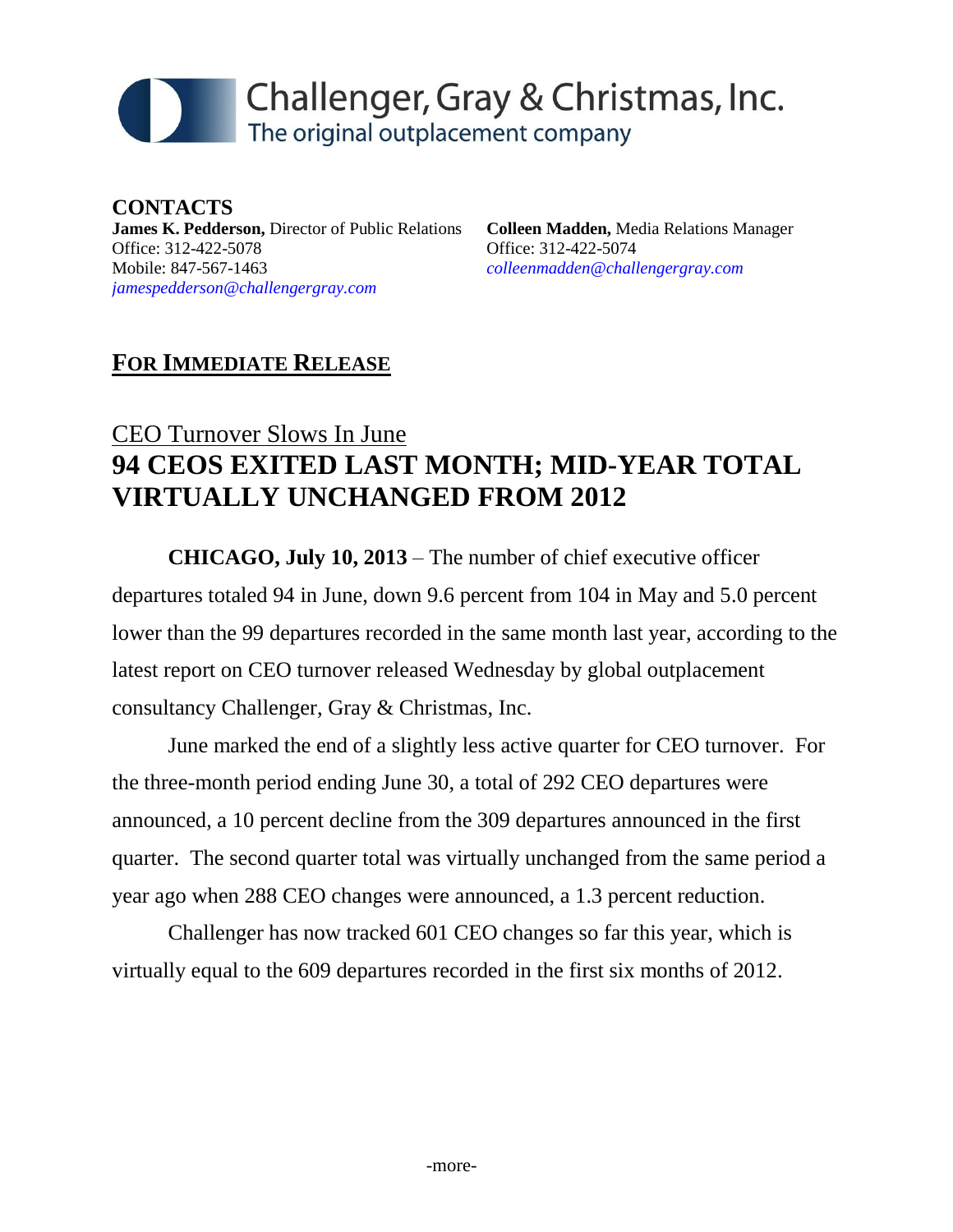# Challenger, Gray & Christmas, Inc.
The original outplacement company

**CONTACTS**

**James K. Pedderson,** Director of Public Relations
Office: 312-422-5078
Mobile: 847-567-1463
*jamespedderson@challengergray.com*

**Colleen Madden,** Media Relations Manager
Office: 312-422-5074
*colleenmadden@challengergray.com*

**FOR IMMEDIATE RELEASE**

## CEO Turnover Slows In June

## 94 CEOS EXITED LAST MONTH; MID-YEAR TOTAL VIRTUALLY UNCHANGED FROM 2012

**CHICAGO, July 10, 2013** – The number of chief executive officer departures totaled 94 in June, down 9.6 percent from 104 in May and 5.0 percent lower than the 99 departures recorded in the same month last year, according to the latest report on CEO turnover released Wednesday by global outplacement consultancy Challenger, Gray & Christmas, Inc.

June marked the end of a slightly less active quarter for CEO turnover. For the three-month period ending June 30, a total of 292 CEO departures were announced, a 10 percent decline from the 309 departures announced in the first quarter. The second quarter total was virtually unchanged from the same period a year ago when 288 CEO changes were announced, a 1.3 percent reduction.

Challenger has now tracked 601 CEO changes so far this year, which is virtually equal to the 609 departures recorded in the first six months of 2012.

-more-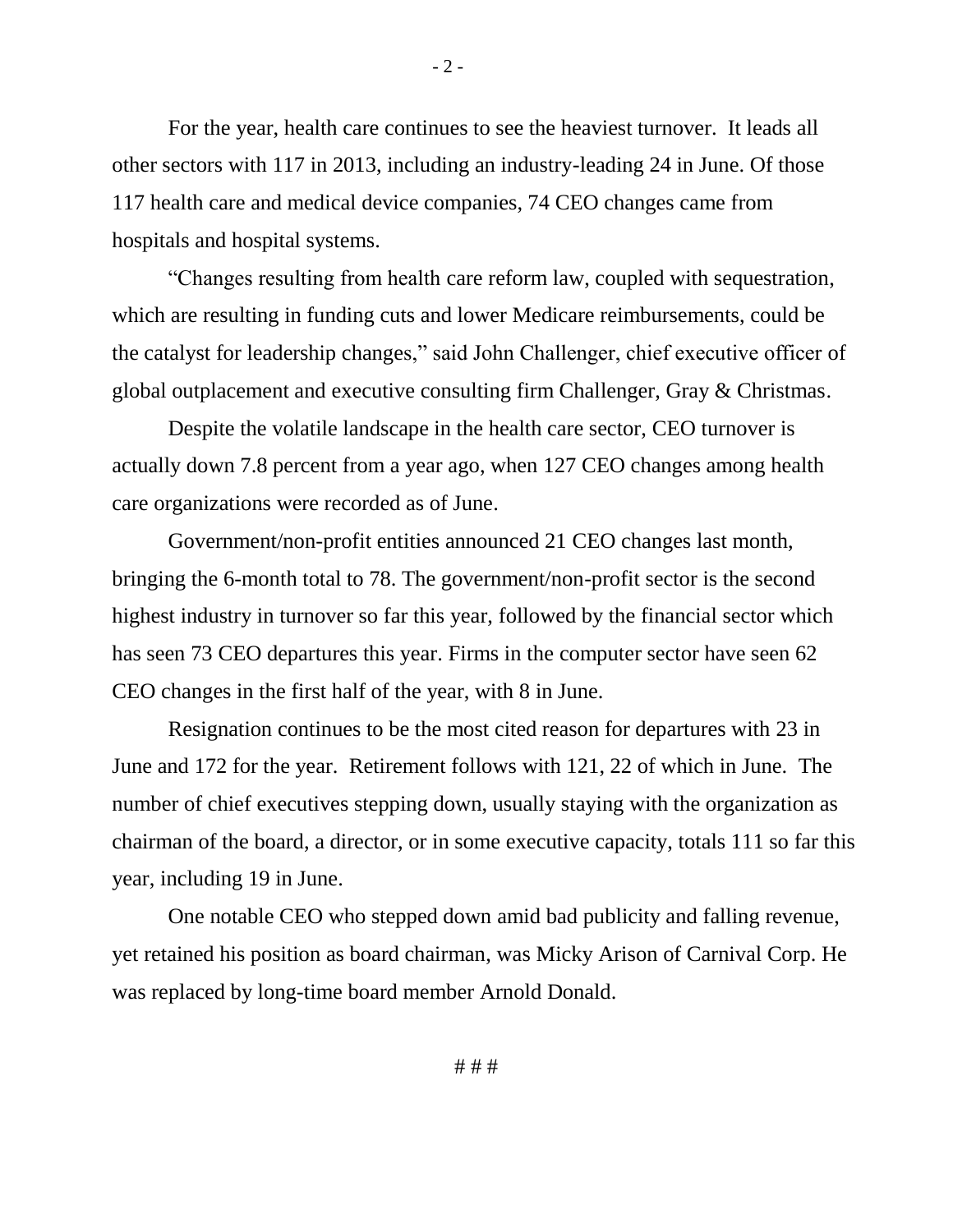For the year, health care continues to see the heaviest turnover. It leads all other sectors with 117 in 2013, including an industry-leading 24 in June. Of those 117 health care and medical device companies, 74 CEO changes came from hospitals and hospital systems.

"Changes resulting from health care reform law, coupled with sequestration, which are resulting in funding cuts and lower Medicare reimbursements, could be the catalyst for leadership changes," said John Challenger, chief executive officer of global outplacement and executive consulting firm Challenger, Gray & Christmas.

Despite the volatile landscape in the health care sector, CEO turnover is actually down 7.8 percent from a year ago, when 127 CEO changes among health care organizations were recorded as of June.

Government/non-profit entities announced 21 CEO changes last month, bringing the 6-month total to 78. The government/non-profit sector is the second highest industry in turnover so far this year, followed by the financial sector which has seen 73 CEO departures this year. Firms in the computer sector have seen 62 CEO changes in the first half of the year, with 8 in June.

Resignation continues to be the most cited reason for departures with 23 in June and 172 for the year. Retirement follows with 121, 22 of which in June. The number of chief executives stepping down, usually staying with the organization as chairman of the board, a director, or in some executive capacity, totals 111 so far this year, including 19 in June.

One notable CEO who stepped down amid bad publicity and falling revenue, yet retained his position as board chairman, was Micky Arison of Carnival Corp. He was replaced by long-time board member Arnold Donald.

# # #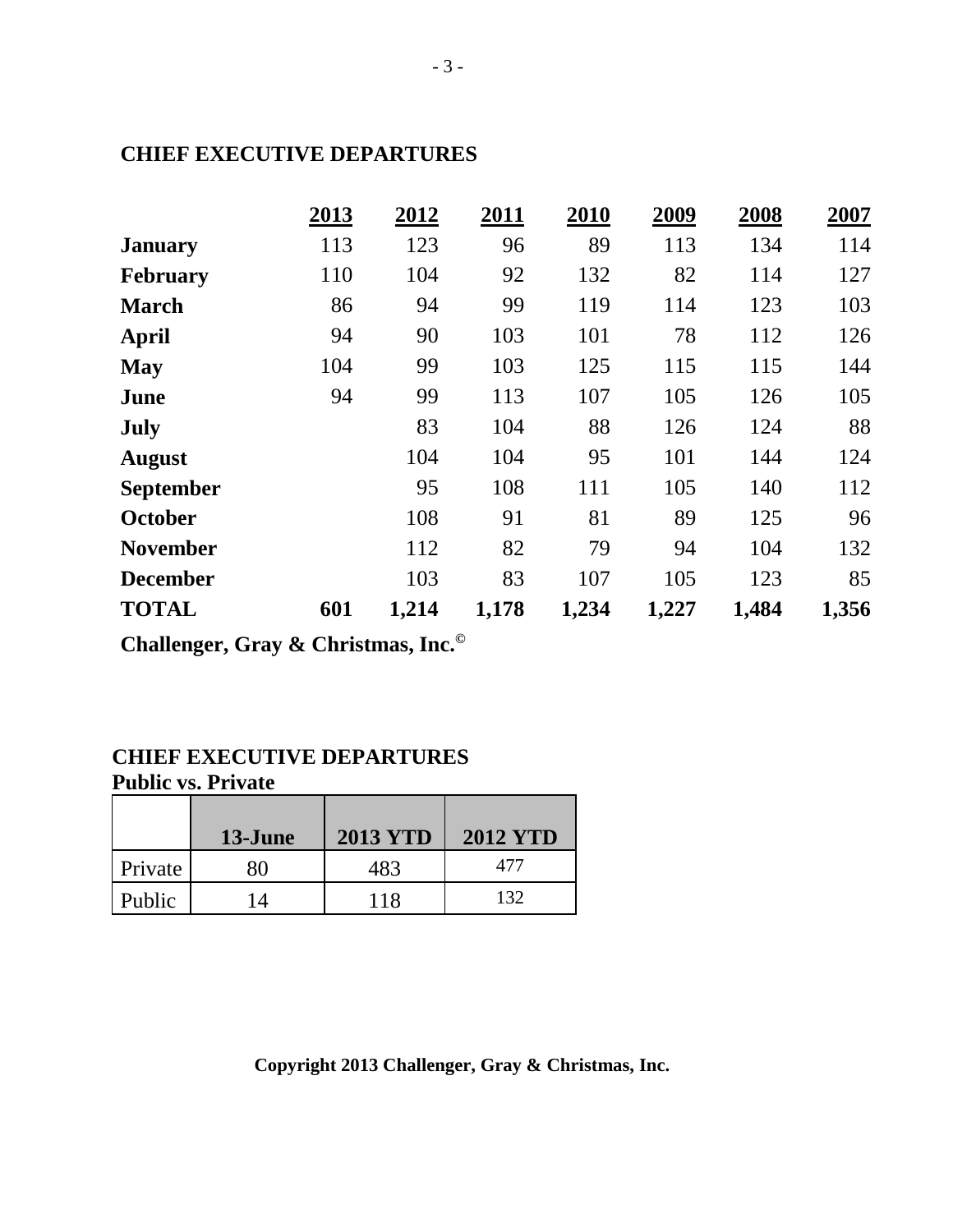## CHIEF EXECUTIVE DEPARTURES

| | 2013 | 2012 | 2011 | 2010 | 2009 | 2008 | 2007 |
|---|---|---|---|---|---|---|---|
| **January** | 113 | 123 | 96 | 89 | 113 | 134 | 114 |
| **February** | 110 | 104 | 92 | 132 | 82 | 114 | 127 |
| **March** | 86 | 94 | 99 | 119 | 114 | 123 | 103 |
| **April** | 94 | 90 | 103 | 101 | 78 | 112 | 126 |
| **May** | 104 | 99 | 103 | 125 | 115 | 115 | 144 |
| **June** | 94 | 99 | 113 | 107 | 105 | 126 | 105 |
| **July** | | 83 | 104 | 88 | 126 | 124 | 88 |
| **August** | | 104 | 104 | 95 | 101 | 144 | 124 |
| **September** | | 95 | 108 | 111 | 105 | 140 | 112 |
| **October** | | 108 | 91 | 81 | 89 | 125 | 96 |
| **November** | | 112 | 82 | 79 | 94 | 104 | 132 |
| **December** | | 103 | 83 | 107 | 105 | 123 | 85 |
| **TOTAL** | **601** | **1,214** | **1,178** | **1,234** | **1,227** | **1,484** | **1,356** |

**Challenger, Gray & Christmas, Inc.©**

## CHIEF EXECUTIVE DEPARTURES
**Public vs. Private**

| | 13-June | 2013 YTD | 2012 YTD |
|---|---|---|---|
| Private | 80 | 483 | 477 |
| Public | 14 | 118 | 132 |

**Copyright 2013 Challenger, Gray & Christmas, Inc.**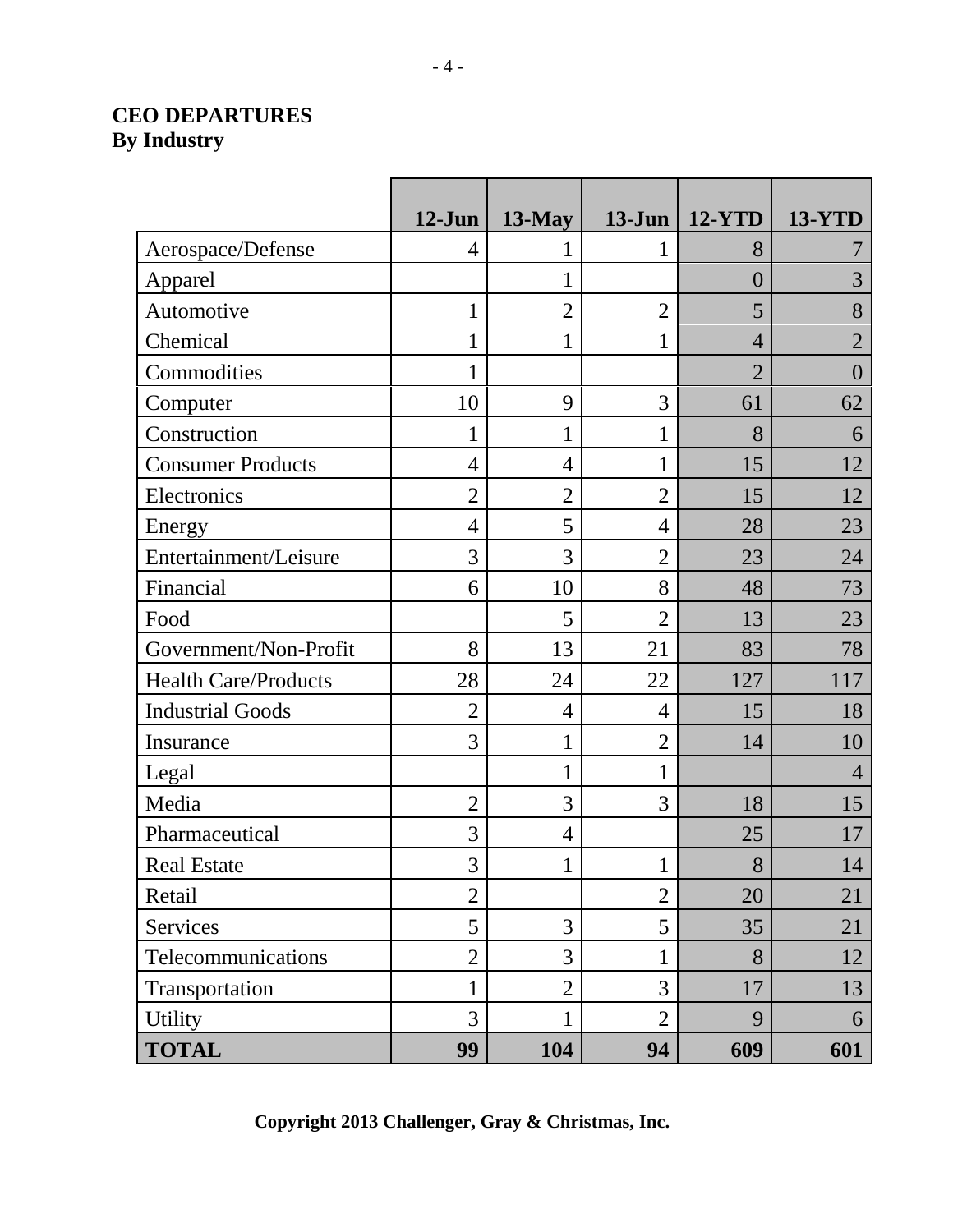**CEO DEPARTURES**
**By Industry**

| | 12-Jun | 13-May | 13-Jun | 12-YTD | 13-YTD |
|---|---|---|---|---|---|
| Aerospace/Defense | 4 | 1 | 1 | 8 | 7 |
| Apparel | | 1 | | 0 | 3 |
| Automotive | 1 | 2 | 2 | 5 | 8 |
| Chemical | 1 | 1 | 1 | 4 | 2 |
| Commodities | 1 | | | 2 | 0 |
| Computer | 10 | 9 | 3 | 61 | 62 |
| Construction | 1 | 1 | 1 | 8 | 6 |
| Consumer Products | 4 | 4 | 1 | 15 | 12 |
| Electronics | 2 | 2 | 2 | 15 | 12 |
| Energy | 4 | 5 | 4 | 28 | 23 |
| Entertainment/Leisure | 3 | 3 | 2 | 23 | 24 |
| Financial | 6 | 10 | 8 | 48 | 73 |
| Food | | 5 | 2 | 13 | 23 |
| Government/Non-Profit | 8 | 13 | 21 | 83 | 78 |
| Health Care/Products | 28 | 24 | 22 | 127 | 117 |
| Industrial Goods | 2 | 4 | 4 | 15 | 18 |
| Insurance | 3 | 1 | 2 | 14 | 10 |
| Legal | | 1 | 1 | | 4 |
| Media | 2 | 3 | 3 | 18 | 15 |
| Pharmaceutical | 3 | 4 | | 25 | 17 |
| Real Estate | 3 | 1 | 1 | 8 | 14 |
| Retail | 2 | | 2 | 20 | 21 |
| Services | 5 | 3 | 5 | 35 | 21 |
| Telecommunications | 2 | 3 | 1 | 8 | 12 |
| Transportation | 1 | 2 | 3 | 17 | 13 |
| Utility | 3 | 1 | 2 | 9 | 6 |
| **TOTAL** | **99** | **104** | **94** | **609** | **601** |

**Copyright 2013 Challenger, Gray & Christmas, Inc.**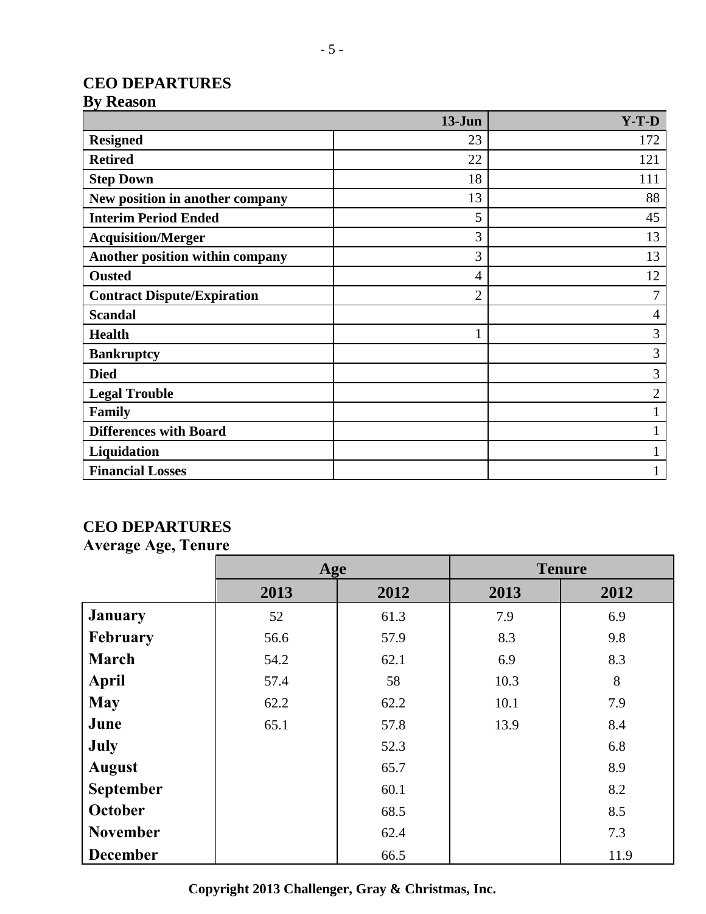## CEO DEPARTURES
### By Reason

| | 13-Jun | Y-T-D |
|---|---|---|
| **Resigned** | 23 | 172 |
| **Retired** | 22 | 121 |
| **Step Down** | 18 | 111 |
| **New position in another company** | 13 | 88 |
| **Interim Period Ended** | 5 | 45 |
| **Acquisition/Merger** | 3 | 13 |
| **Another position within company** | 3 | 13 |
| **Ousted** | 4 | 12 |
| **Contract Dispute/Expiration** | 2 | 7 |
| **Scandal** | | 4 |
| **Health** | 1 | 3 |
| **Bankruptcy** | | 3 |
| **Died** | | 3 |
| **Legal Trouble** | | 2 |
| **Family** | | 1 |
| **Differences with Board** | | 1 |
| **Liquidation** | | 1 |
| **Financial Losses** | | 1 |

## CEO DEPARTURES
### Average Age, Tenure

| | Age | | Tenure | |
|---|---|---|---|---|
| | **2013** | **2012** | **2013** | **2012** |
| **January** | 52 | 61.3 | 7.9 | 6.9 |
| **February** | 56.6 | 57.9 | 8.3 | 9.8 |
| **March** | 54.2 | 62.1 | 6.9 | 8.3 |
| **April** | 57.4 | 58 | 10.3 | 8 |
| **May** | 62.2 | 62.2 | 10.1 | 7.9 |
| **June** | 65.1 | 57.8 | 13.9 | 8.4 |
| **July** | | 52.3 | | 6.8 |
| **August** | | 65.7 | | 8.9 |
| **September** | | 60.1 | | 8.2 |
| **October** | | 68.5 | | 8.5 |
| **November** | | 62.4 | | 7.3 |
| **December** | | 66.5 | | 11.9 |

**Copyright 2013 Challenger, Gray & Christmas, Inc.**